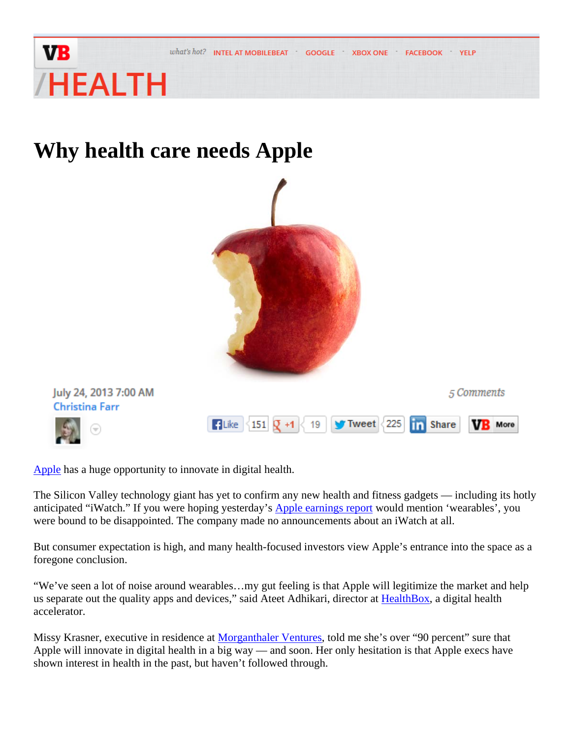# Why health care needs Apple

July 24, 2013 7:00 AM
Christina Farr

5 Comments

Apple has a huge opportunity to innovate in digital health.

The Silicon Valley technology giant has yet to confirm any new health and fitness gadgets — including its hotly anticipated "iWatch." If you were hoping yesterday's Apple earnings report would mention 'wearables', you were bound to be disappointed. The company made no announcements about an iWatch at all.

But consumer expectation is high, and many health-focused investors view Apple's entrance into the space as a foregone conclusion.

"We've seen a lot of noise around wearables…my gut feeling is that Apple will legitimize the market and help us separate out the quality apps and devices," said Ateet Adhikari, director at HealthBox, a digital health accelerator.

Missy Krasner, executive in residence at Morganthaler Ventures, told me she's over "90 percent" sure that Apple will innovate in digital health in a big way — and soon. Her only hesitation is that Apple execs have shown interest in health in the past, but haven't followed through.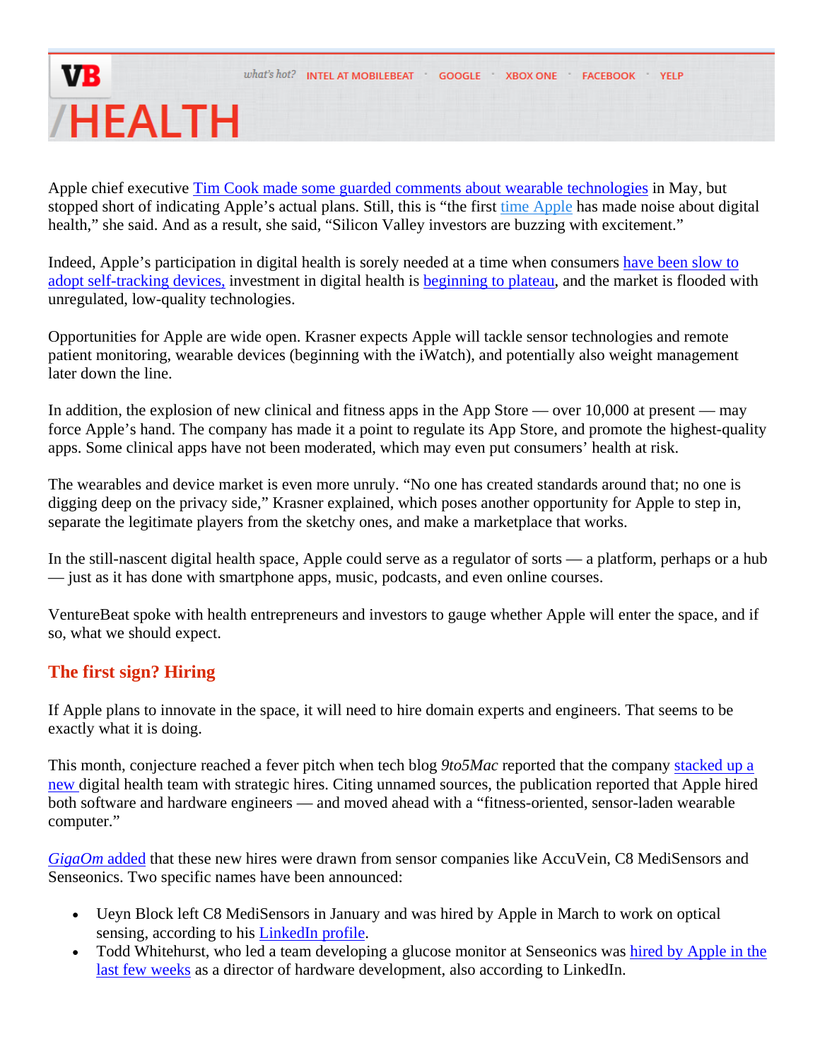Apple chief executive [Tim Cook made some guarded comments about wearable technologies](#) in May, but stopped short of indicating Apple's actual plans. Still, this is "the first [time Apple](#) has made noise about digital health," she said. And as a result, she said, "Silicon Valley investors are buzzing with excitement."

Indeed, Apple's participation in digital health is sorely needed at a time when consumers [have been slow to adopt self-tracking devices,](#) investment in digital health is [beginning to plateau](#), and the market is flooded with unregulated, low-quality technologies.

Opportunities for Apple are wide open. Krasner expects Apple will tackle sensor technologies and remote patient monitoring, wearable devices (beginning with the iWatch), and potentially also weight management later down the line.

In addition, the explosion of new clinical and fitness apps in the App Store — over 10,000 at present — may force Apple's hand. The company has made it a point to regulate its App Store, and promote the highest-quality apps. Some clinical apps have not been moderated, which may even put consumers' health at risk.

The wearables and device market is even more unruly. "No one has created standards around that; no one is digging deep on the privacy side," Krasner explained, which poses another opportunity for Apple to step in, separate the legitimate players from the sketchy ones, and make a marketplace that works.

In the still-nascent digital health space, Apple could serve as a regulator of sorts — a platform, perhaps or a hub — just as it has done with smartphone apps, music, podcasts, and even online courses.

VentureBeat spoke with health entrepreneurs and investors to gauge whether Apple will enter the space, and if so, what we should expect.

## The first sign? Hiring

If Apple plans to innovate in the space, it will need to hire domain experts and engineers. That seems to be exactly what it is doing.

This month, conjecture reached a fever pitch when tech blog *9to5Mac* reported that the company [stacked up a new](#) digital health team with strategic hires. Citing unnamed sources, the publication reported that Apple hired both software and hardware engineers — and moved ahead with a "fitness-oriented, sensor-laden wearable computer."

[*GigaOm* added](#) that these new hires were drawn from sensor companies like AccuVein, C8 MediSensors and Senseonics. Two specific names have been announced:

- Ueyn Block left C8 MediSensors in January and was hired by Apple in March to work on optical sensing, according to his [LinkedIn profile](#).
- Todd Whitehurst, who led a team developing a glucose monitor at Senseonics was [hired by Apple in the last few weeks](#) as a director of hardware development, also according to LinkedIn.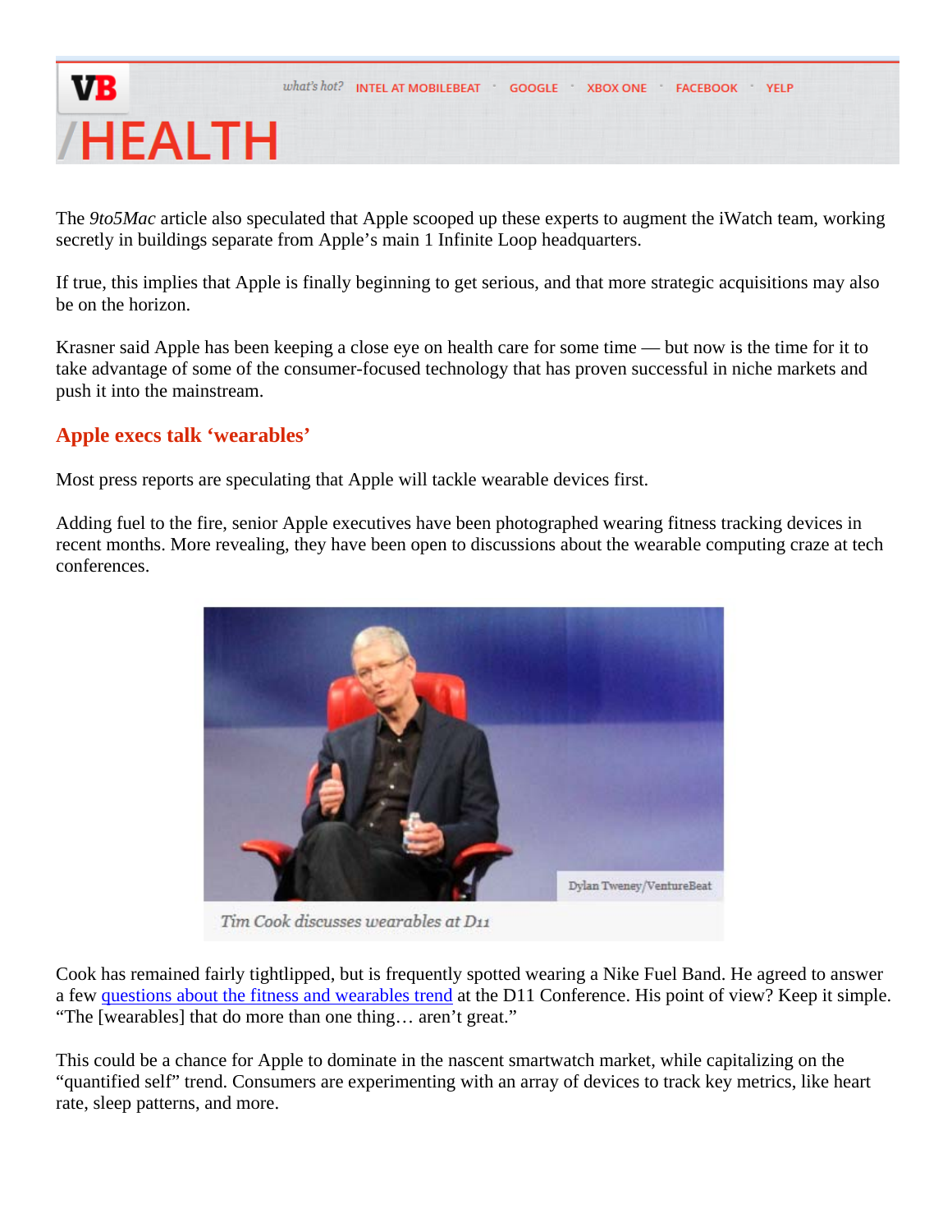The *9to5Mac* article also speculated that Apple scooped up these experts to augment the iWatch team, working secretly in buildings separate from Apple's main 1 Infinite Loop headquarters.

If true, this implies that Apple is finally beginning to get serious, and that more strategic acquisitions may also be on the horizon.

Krasner said Apple has been keeping a close eye on health care for some time — but now is the time for it to take advantage of some of the consumer-focused technology that has proven successful in niche markets and push it into the mainstream.

## Apple execs talk 'wearables'

Most press reports are speculating that Apple will tackle wearable devices first.

Adding fuel to the fire, senior Apple executives have been photographed wearing fitness tracking devices in recent months. More revealing, they have been open to discussions about the wearable computing craze at tech conferences.

Dylan Tweney/VentureBeat

*Tim Cook discusses wearables at D11*

Cook has remained fairly tightlipped, but is frequently spotted wearing a Nike Fuel Band. He agreed to answer a few questions about the fitness and wearables trend at the D11 Conference. His point of view? Keep it simple. "The [wearables] that do more than one thing… aren't great."

This could be a chance for Apple to dominate in the nascent smartwatch market, while capitalizing on the "quantified self" trend. Consumers are experimenting with an array of devices to track key metrics, like heart rate, sleep patterns, and more.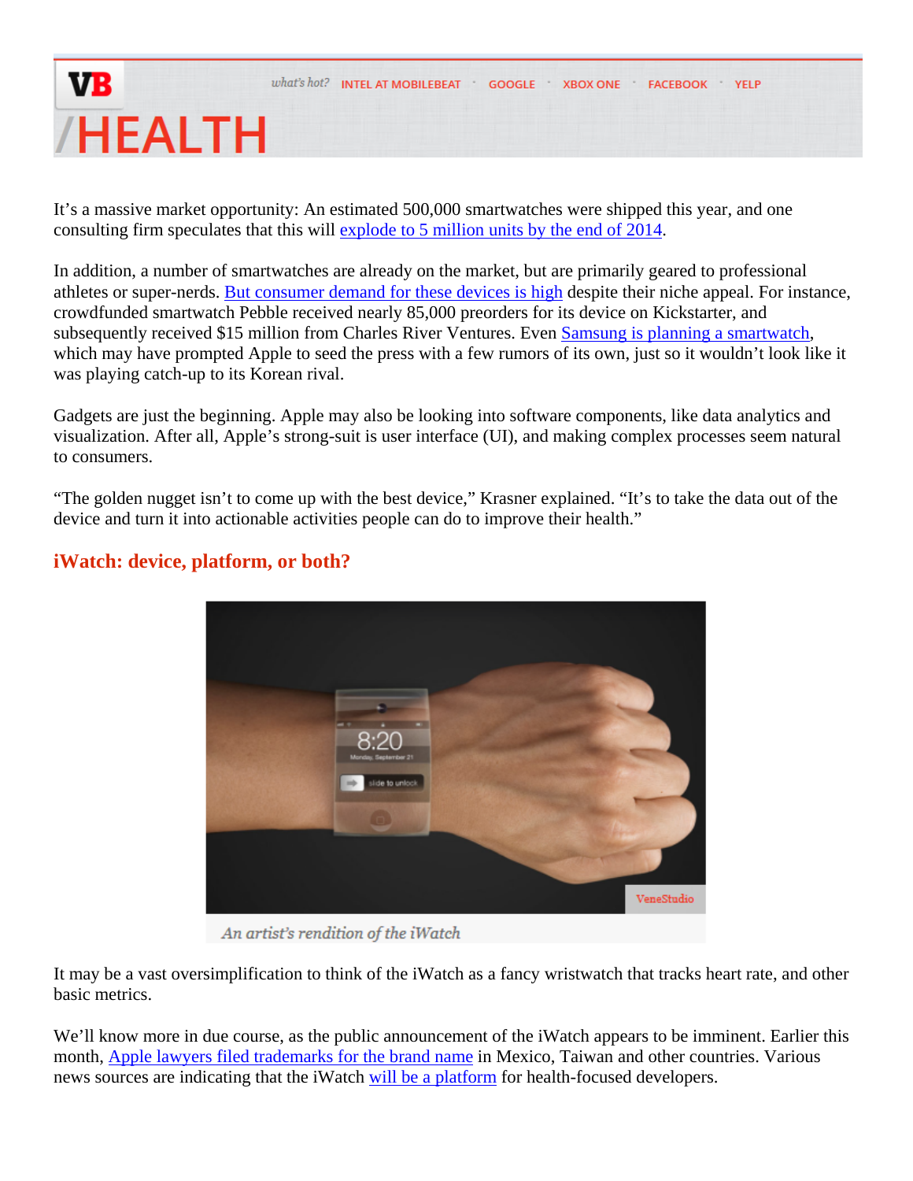It's a massive market opportunity: An estimated 500,000 smartwatches were shipped this year, and one consulting firm speculates that this will explode to 5 million units by the end of 2014.

In addition, a number of smartwatches are already on the market, but are primarily geared to professional athletes or super-nerds. But consumer demand for these devices is high despite their niche appeal. For instance, crowdfunded smartwatch Pebble received nearly 85,000 preorders for its device on Kickstarter, and subsequently received $15 million from Charles River Ventures. Even Samsung is planning a smartwatch, which may have prompted Apple to seed the press with a few rumors of its own, just so it wouldn't look like it was playing catch-up to its Korean rival.

Gadgets are just the beginning. Apple may also be looking into software components, like data analytics and visualization. After all, Apple's strong-suit is user interface (UI), and making complex processes seem natural to consumers.

"The golden nugget isn't to come up with the best device," Krasner explained. "It's to take the data out of the device and turn it into actionable activities people can do to improve their health."

## iWatch: device, platform, or both?

*An artist's rendition of the iWatch*

It may be a vast oversimplification to think of the iWatch as a fancy wristwatch that tracks heart rate, and other basic metrics.

We'll know more in due course, as the public announcement of the iWatch appears to be imminent. Earlier this month, Apple lawyers filed trademarks for the brand name in Mexico, Taiwan and other countries. Various news sources are indicating that the iWatch will be a platform for health-focused developers.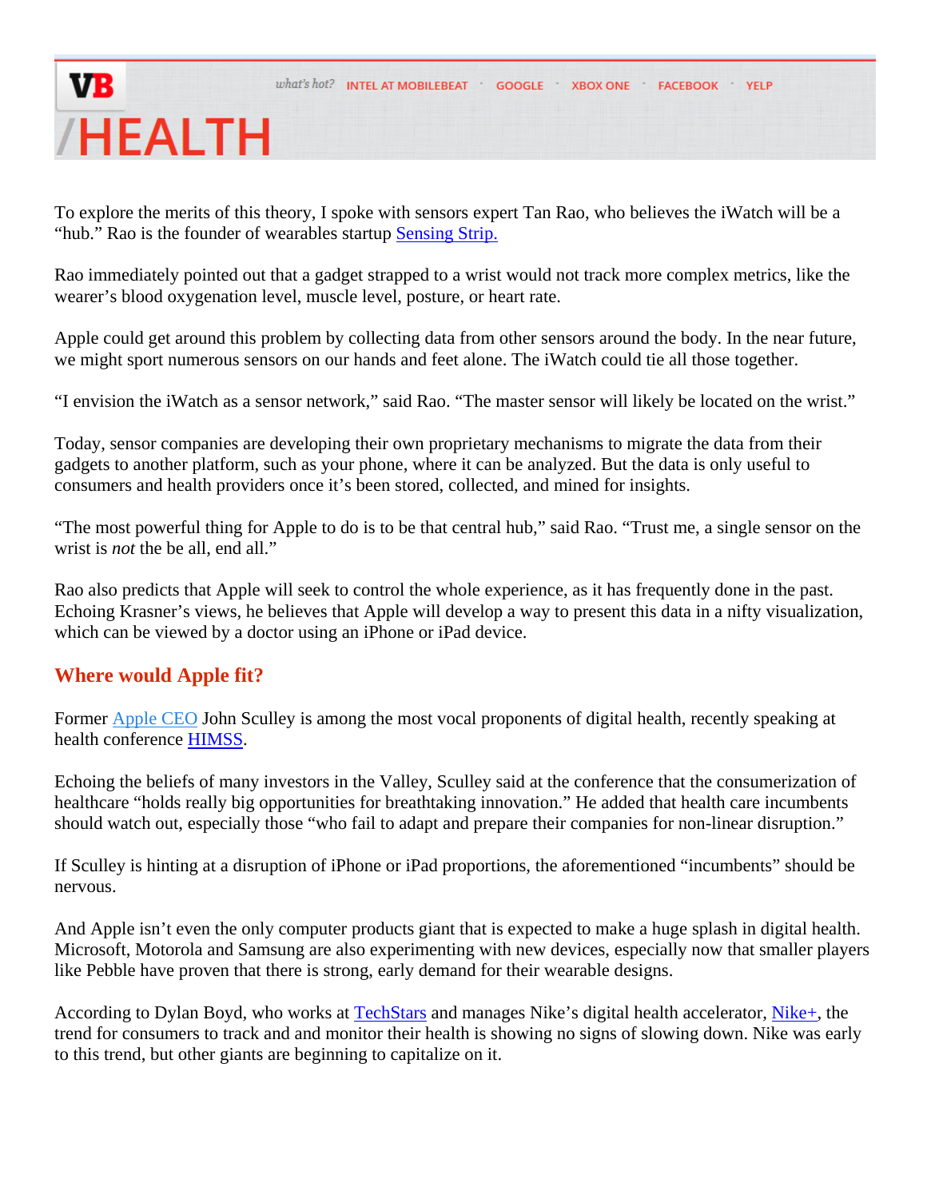To explore the merits of this theory, I spoke with sensors expert Tan Rao, who believes the iWatch will be a "hub." Rao is the founder of wearables startup Sensing Strip.

Rao immediately pointed out that a gadget strapped to a wrist would not track more complex metrics, like the wearer's blood oxygenation level, muscle level, posture, or heart rate.

Apple could get around this problem by collecting data from other sensors around the body. In the near future, we might sport numerous sensors on our hands and feet alone. The iWatch could tie all those together.

"I envision the iWatch as a sensor network," said Rao. "The master sensor will likely be located on the wrist."

Today, sensor companies are developing their own proprietary mechanisms to migrate the data from their gadgets to another platform, such as your phone, where it can be analyzed. But the data is only useful to consumers and health providers once it's been stored, collected, and mined for insights.

"The most powerful thing for Apple to do is to be that central hub," said Rao. "Trust me, a single sensor on the wrist is *not* the be all, end all."

Rao also predicts that Apple will seek to control the whole experience, as it has frequently done in the past. Echoing Krasner's views, he believes that Apple will develop a way to present this data in a nifty visualization, which can be viewed by a doctor using an iPhone or iPad device.

## Where would Apple fit?

Former Apple CEO John Sculley is among the most vocal proponents of digital health, recently speaking at health conference HIMSS.

Echoing the beliefs of many investors in the Valley, Sculley said at the conference that the consumerization of healthcare "holds really big opportunities for breathtaking innovation." He added that health care incumbents should watch out, especially those "who fail to adapt and prepare their companies for non-linear disruption."

If Sculley is hinting at a disruption of iPhone or iPad proportions, the aforementioned "incumbents" should be nervous.

And Apple isn't even the only computer products giant that is expected to make a huge splash in digital health. Microsoft, Motorola and Samsung are also experimenting with new devices, especially now that smaller players like Pebble have proven that there is strong, early demand for their wearable designs.

According to Dylan Boyd, who works at TechStars and manages Nike's digital health accelerator, Nike+, the trend for consumers to track and and monitor their health is showing no signs of slowing down. Nike was early to this trend, but other giants are beginning to capitalize on it.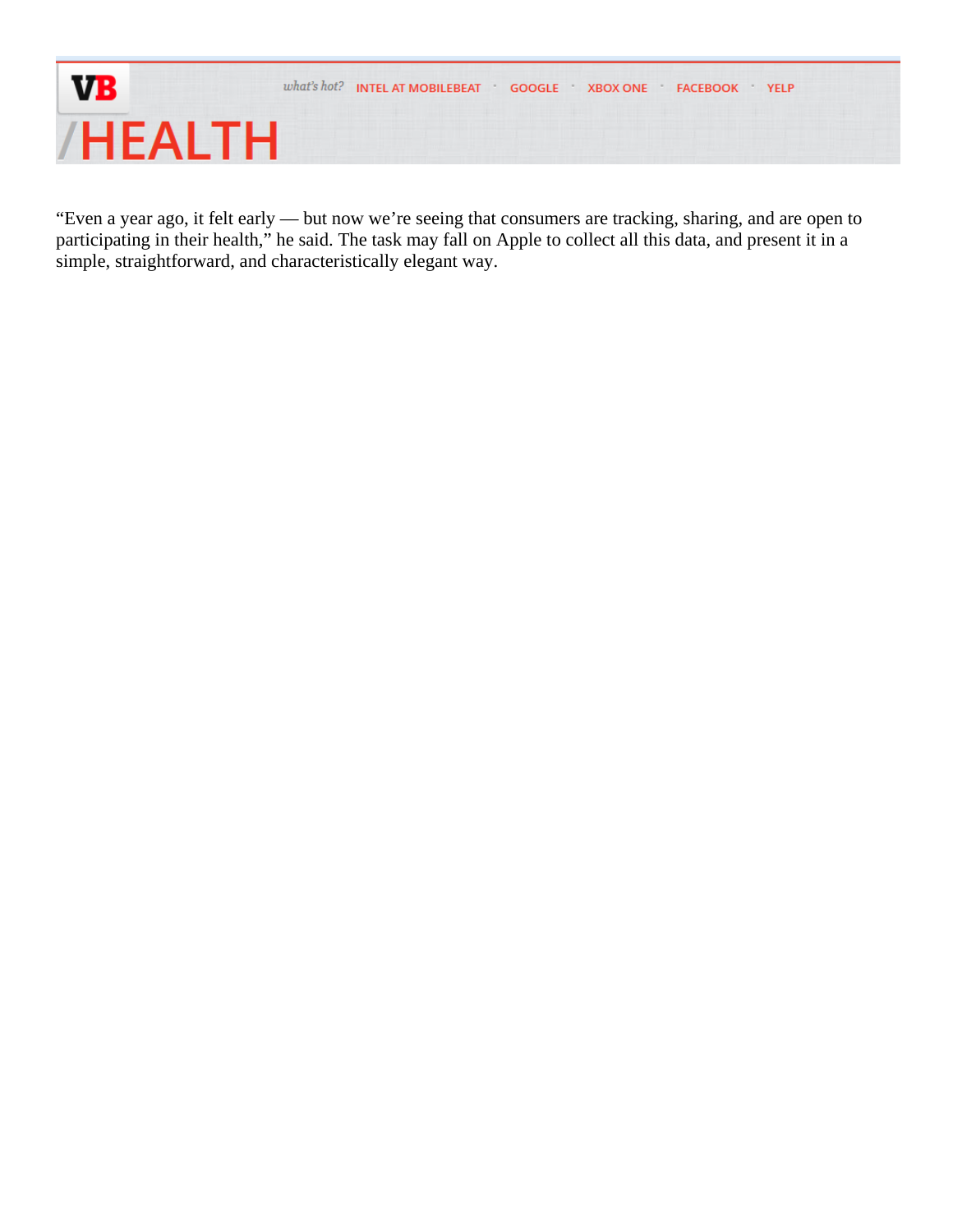“Even a year ago, it felt early — but now we’re seeing that consumers are tracking, sharing, and are open to participating in their health,” he said. The task may fall on Apple to collect all this data, and present it in a simple, straightforward, and characteristically elegant way.